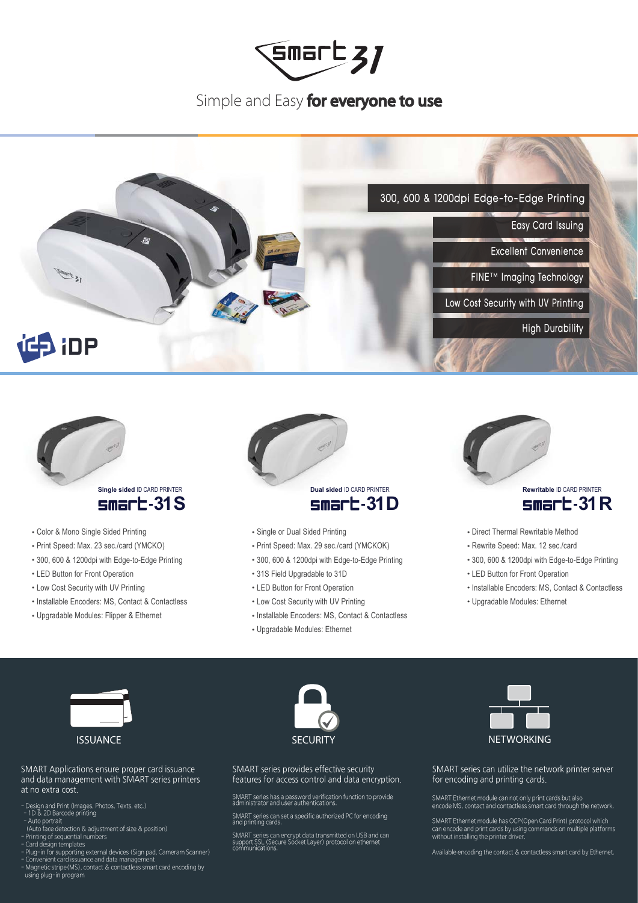# smart 31

Simple and Easy **for everyone to use**

- 300, 600 & 1200dpi Edge-to-Edge Printing
- Easy Card Issuing
- Excellent Convenience
- FINE™ Imaging Technology
- Low Cost Security with UV Printing
- High Durability

iDP

## Single sided ID CARD PRINTER smart-31S

- Color & Mono Single Sided Printing
- Print Speed: Max. 23 sec./card (YMCKO)
- 300, 600 & 1200dpi with Edge-to-Edge Printing
- LED Button for Front Operation
- Low Cost Security with UV Printing
- Installable Encoders: MS, Contact & Contactless
- Upgradable Modules: Flipper & Ethernet

## Dual sided ID CARD PRINTER smart-31D

- Single or Dual Sided Printing
- Print Speed: Max. 29 sec./card (YMCKOK)
- 300, 600 & 1200dpi with Edge-to-Edge Printing
- 31S Field Upgradable to 31D
- LED Button for Front Operation
- Low Cost Security with UV Printing
- Installable Encoders: MS, Contact & Contactless
- Upgradable Modules: Ethernet

## Rewritable ID CARD PRINTER smart-31R

- Direct Thermal Rewritable Method
- Rewrite Speed: Max. 12 sec./card
- 300, 600 & 1200dpi with Edge-to-Edge Printing
- LED Button for Front Operation
- Installable Encoders: MS, Contact & Contactless
- Upgradable Modules: Ethernet

## ISSUANCE

SMART Applications ensure proper card issuance and data management with SMART series printers at no extra cost.

- Design and Print (Images, Photos, Texts, etc.)
  - 1D & 2D Barcode printing
  - Auto portrait
    (Auto face detection & adjustment of size & position)
- Printing of sequential numbers
- Card design templates
- Plug-in for supporting external devices (Sign pad, Cameram Scanner)
- Convenient card issuance and data management
- Magnetic stripe(MS), contact & contactless smart card encoding by using plug-in program

## SECURITY

SMART series provides effective security features for access control and data encryption.

SMART series has a password verification function to provide administrator and user authentications.

SMART series can set a specific authorized PC for encoding and printing cards.

SMART series can encrypt data transmitted on USB and can support SSL (Secure Socket Layer) protocol on ethernet communications.

## NETWORKING

SMART series can utilize the network printer server for encoding and printing cards.

SMART Ethernet module can not only print cards but also encode MS, contact and contactless smart card through the network.

SMART Ethernet module has OCP(Open Card Print) protocol which can encode and print cards by using commands on multiple platforms without installing the printer driver.

Available encoding the contact & contactless smart card by Ethernet.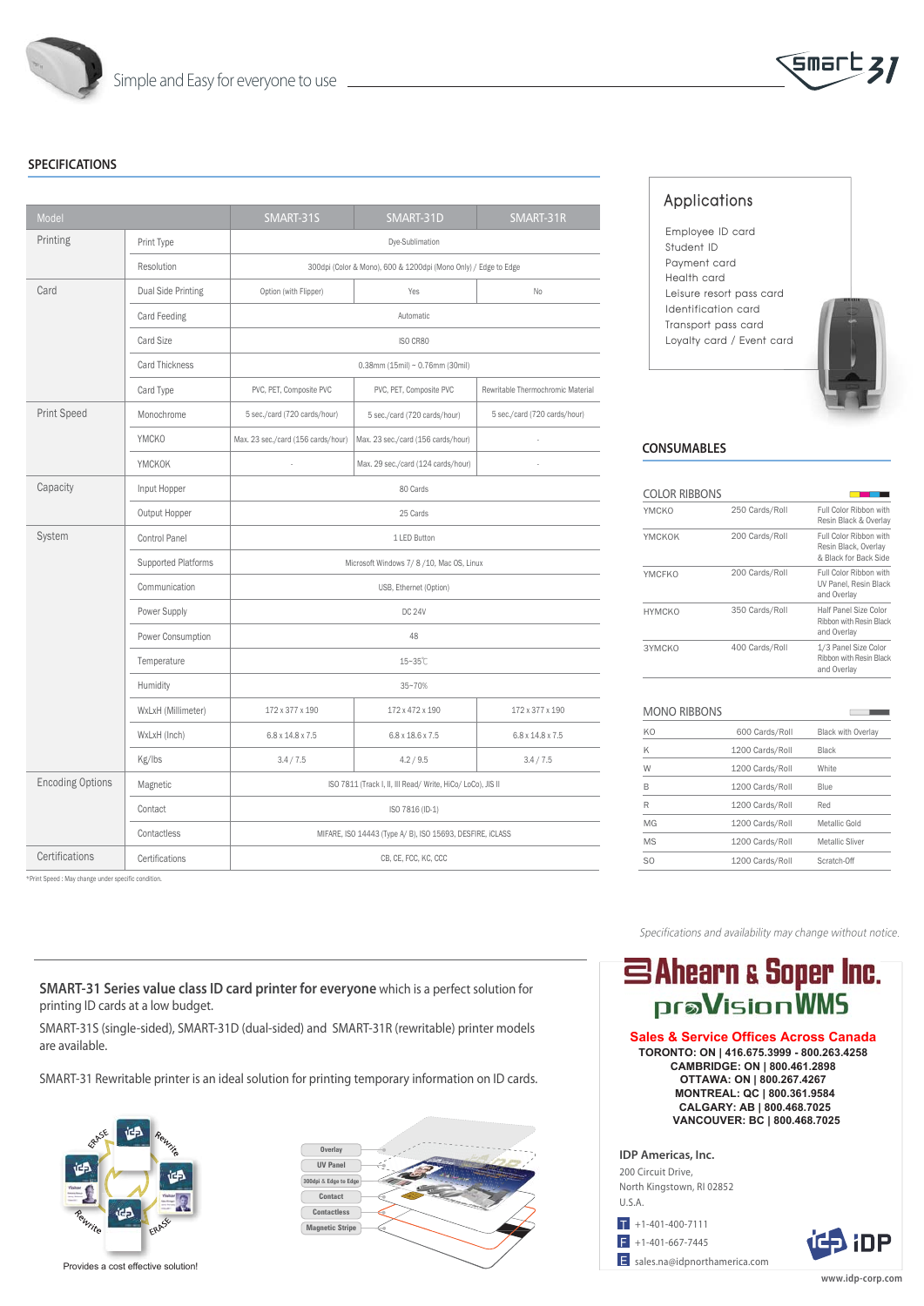Simple and Easy for everyone to use

## SPECIFICATIONS

| Model | | SMART-31S | SMART-31D | SMART-31R |
|---|---|---|---|---|
| Printing | Print Type | Dye-Sublimation | | |
| | Resolution | 300dpi (Color & Mono), 600 & 1200dpi (Mono Only) / Edge to Edge | | |
| Card | Dual Side Printing | Option (with Flipper) | Yes | No |
| | Card Feeding | Automatic | | |
| | Card Size | ISO CR80 | | |
| | Card Thickness | 0.38mm (15mil) ~ 0.76mm (30mil) | | |
| | Card Type | PVC, PET, Composite PVC | PVC, PET, Composite PVC | Rewritable Thermochromic Material |
| Print Speed | Monochrome | 5 sec./card (720 cards/hour) | 5 sec./card (720 cards/hour) | 5 sec./card (720 cards/hour) |
| | YMCKO | Max. 23 sec./card (156 cards/hour) | Max. 23 sec./card (156 cards/hour) | - |
| | YMCKOK | - | Max. 29 sec./card (124 cards/hour) | - |
| Capacity | Input Hopper | 80 Cards | | |
| | Output Hopper | 25 Cards | | |
| System | Control Panel | 1 LED Button | | |
| | Supported Platforms | Microsoft Windows 7/ 8 /10, Mac OS, Linux | | |
| | Communication | USB, Ethernet (Option) | | |
| | Power Supply | DC 24V | | |
| | Power Consumption | 48 | | |
| | Temperature | 15~35℃ | | |
| | Humidity | 35~70% | | |
| | WxLxH (Millimeter) | 172 x 377 x 190 | 172 x 472 x 190 | 172 x 377 x 190 |
| | WxLxH (Inch) | 6.8 x 14.8 x 7.5 | 6.8 x 18.6 x 7.5 | 6.8 x 14.8 x 7.5 |
| | Kg/lbs | 3.4 / 7.5 | 4.2 / 9.5 | 3.4 / 7.5 |
| Encoding Options | Magnetic | ISO 7811 (Track I, II, III Read/ Write, HiCo/ LoCo), JIS II | | |
| | Contact | ISO 7816 (ID-1) | | |
| | Contactless | MIFARE, ISO 14443 (Type A/ B), ISO 15693, DESFIRE, iCLASS | | |
| Certifications | Certifications | CB, CE, FCC, KC, CCC | | |

*Print Speed : May change under specific condition.

## Applications

- Employee ID card
- Student ID
- Payment card
- Health card
- Leisure resort pass card
- Identification card
- Transport pass card
- Loyalty card / Event card

## CONSUMABLES

### COLOR RIBBONS

| | | |
|---|---|---|
| YMCKO | 250 Cards/Roll | Full Color Ribbon with Resin Black & Overlay |
| YMCKOK | 200 Cards/Roll | Full Color Ribbon with Resin Black, Overlay & Black for Back Side |
| YMCFKO | 200 Cards/Roll | Full Color Ribbon with UV Panel, Resin Black and Overlay |
| HYMCKO | 350 Cards/Roll | Half Panel Size Color Ribbon with Resin Black and Overlay |
| 3YMCKO | 400 Cards/Roll | 1/3 Panel Size Color Ribbon with Resin Black and Overlay |

### MONO RIBBONS

| | | |
|---|---|---|
| KO | 600 Cards/Roll | Black with Overlay |
| K | 1200 Cards/Roll | Black |
| W | 1200 Cards/Roll | White |
| B | 1200 Cards/Roll | Blue |
| R | 1200 Cards/Roll | Red |
| MG | 1200 Cards/Roll | Metallic Gold |
| MS | 1200 Cards/Roll | Metallic Sliver |
| SO | 1200 Cards/Roll | Scratch-Off |

*Specifications and availability may change without notice.*

**SMART-31 Series value class ID card printer for everyone** which is a perfect solution for printing ID cards at a low budget.

SMART-31S (single-sided), SMART-31D (dual-sided) and SMART-31R (rewritable) printer models are available.

SMART-31 Rewritable printer is an ideal solution for printing temporary information on ID cards.

ERASE Rewrite Rewrite ERASE

Provides a cost effective solution!

Overlay
UV Panel
300dpi & Edge to Edge
Contact
Contactless
Magnetic Stripe

**Ahearn & Soper Inc.**
**proVision WMS**

**Sales & Service Offices Across Canada**
**TORONTO: ON | 416.675.3999 - 800.263.4258**
**CAMBRIDGE: ON | 800.461.2898**
**OTTAWA: ON | 800.267.4267**
**MONTREAL: QC | 800.361.9584**
**CALGARY: AB | 800.468.7025**
**VANCOUVER: BC | 800.468.7025**

**IDP Americas, Inc.**
200 Circuit Drive,
North Kingstown, RI 02852
U.S.A.

T +1-401-400-7111
F +1-401-667-7445
E sales.na@idpnorthamerica.com

www.idp-corp.com